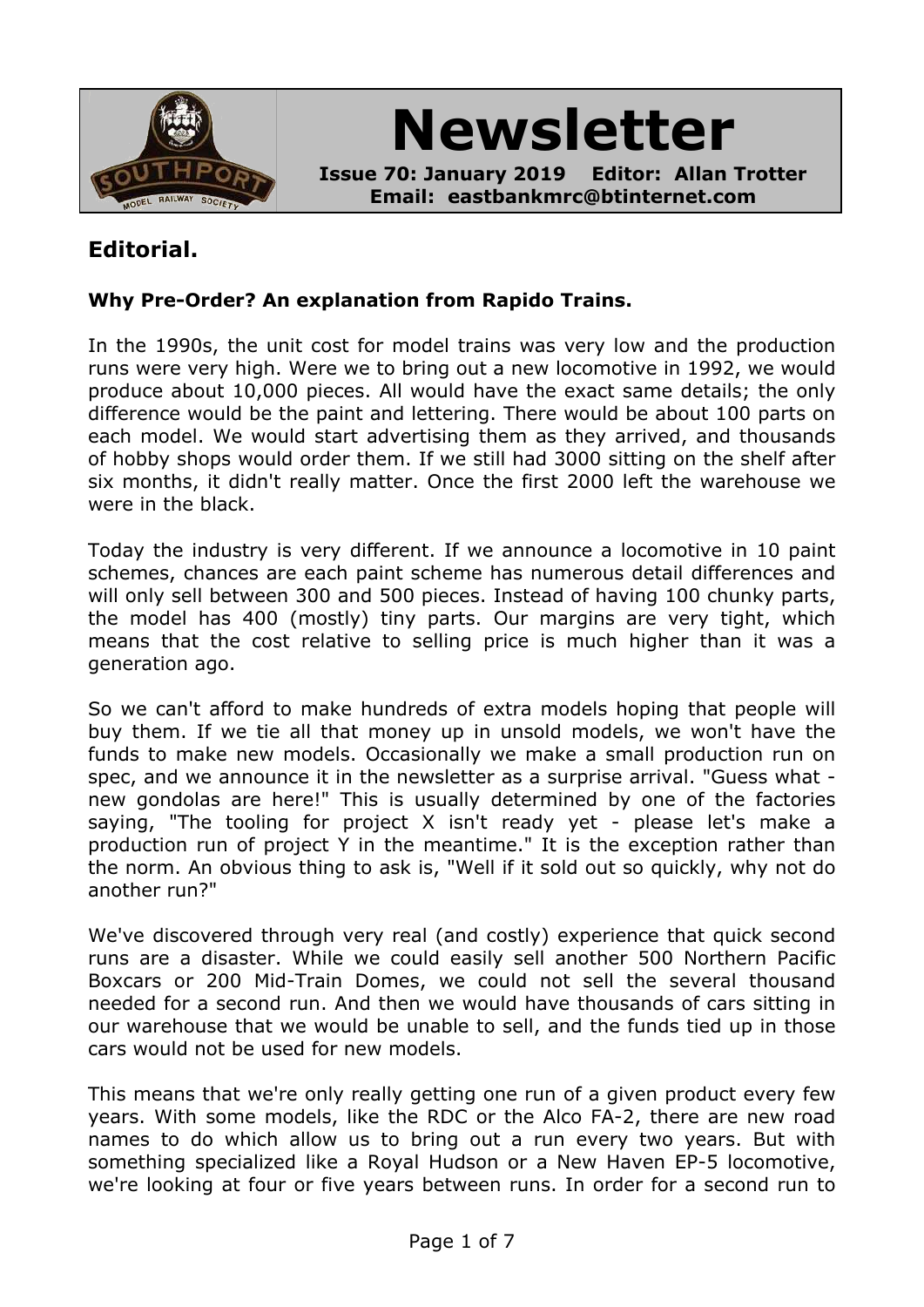# Newsletter

**Issue 70: January 2019 Editor: Allan Trotter**
**Email: eastbankmrc@btinternet.com**

## Editorial.

**Why Pre-Order? An explanation from Rapido Trains.**

In the 1990s, the unit cost for model trains was very low and the production runs were very high. Were we to bring out a new locomotive in 1992, we would produce about 10,000 pieces. All would have the exact same details; the only difference would be the paint and lettering. There would be about 100 parts on each model. We would start advertising them as they arrived, and thousands of hobby shops would order them. If we still had 3000 sitting on the shelf after six months, it didn't really matter. Once the first 2000 left the warehouse we were in the black.

Today the industry is very different. If we announce a locomotive in 10 paint schemes, chances are each paint scheme has numerous detail differences and will only sell between 300 and 500 pieces. Instead of having 100 chunky parts, the model has 400 (mostly) tiny parts. Our margins are very tight, which means that the cost relative to selling price is much higher than it was a generation ago.

So we can't afford to make hundreds of extra models hoping that people will buy them. If we tie all that money up in unsold models, we won't have the funds to make new models. Occasionally we make a small production run on spec, and we announce it in the newsletter as a surprise arrival. "Guess what - new gondolas are here!" This is usually determined by one of the factories saying, "The tooling for project X isn't ready yet - please let's make a production run of project Y in the meantime." It is the exception rather than the norm. An obvious thing to ask is, "Well if it sold out so quickly, why not do another run?"

We've discovered through very real (and costly) experience that quick second runs are a disaster. While we could easily sell another 500 Northern Pacific Boxcars or 200 Mid-Train Domes, we could not sell the several thousand needed for a second run. And then we would have thousands of cars sitting in our warehouse that we would be unable to sell, and the funds tied up in those cars would not be used for new models.

This means that we're only really getting one run of a given product every few years. With some models, like the RDC or the Alco FA-2, there are new road names to do which allow us to bring out a run every two years. But with something specialized like a Royal Hudson or a New Haven EP-5 locomotive, we're looking at four or five years between runs. In order for a second run to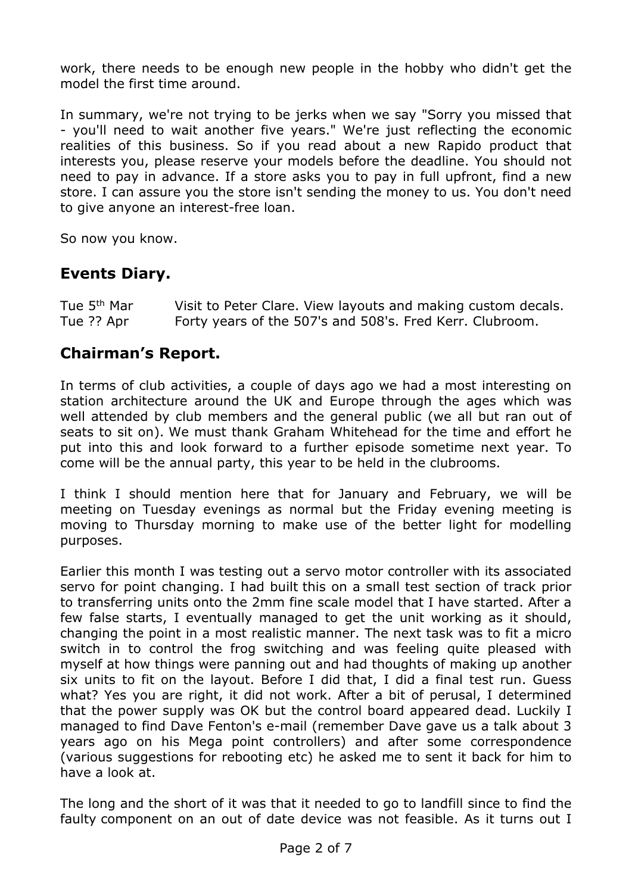work, there needs to be enough new people in the hobby who didn't get the model the first time around.

In summary, we're not trying to be jerks when we say "Sorry you missed that - you'll need to wait another five years." We're just reflecting the economic realities of this business. So if you read about a new Rapido product that interests you, please reserve your models before the deadline. You should not need to pay in advance. If a store asks you to pay in full upfront, find a new store. I can assure you the store isn't sending the money to us. You don't need to give anyone an interest-free loan.

So now you know.

## Events Diary.

| | |
|---|---|
| Tue 5th Mar | Visit to Peter Clare. View layouts and making custom decals. |
| Tue ?? Apr | Forty years of the 507's and 508's. Fred Kerr. Clubroom. |

## Chairman's Report.

In terms of club activities, a couple of days ago we had a most interesting on station architecture around the UK and Europe through the ages which was well attended by club members and the general public (we all but ran out of seats to sit on). We must thank Graham Whitehead for the time and effort he put into this and look forward to a further episode sometime next year. To come will be the annual party, this year to be held in the clubrooms.

I think I should mention here that for January and February, we will be meeting on Tuesday evenings as normal but the Friday evening meeting is moving to Thursday morning to make use of the better light for modelling purposes.

Earlier this month I was testing out a servo motor controller with its associated servo for point changing. I had built this on a small test section of track prior to transferring units onto the 2mm fine scale model that I have started. After a few false starts, I eventually managed to get the unit working as it should, changing the point in a most realistic manner. The next task was to fit a micro switch in to control the frog switching and was feeling quite pleased with myself at how things were panning out and had thoughts of making up another six units to fit on the layout. Before I did that, I did a final test run. Guess what? Yes you are right, it did not work. After a bit of perusal, I determined that the power supply was OK but the control board appeared dead. Luckily I managed to find Dave Fenton's e-mail (remember Dave gave us a talk about 3 years ago on his Mega point controllers) and after some correspondence (various suggestions for rebooting etc) he asked me to sent it back for him to have a look at.

The long and the short of it was that it needed to go to landfill since to find the faulty component on an out of date device was not feasible. As it turns out I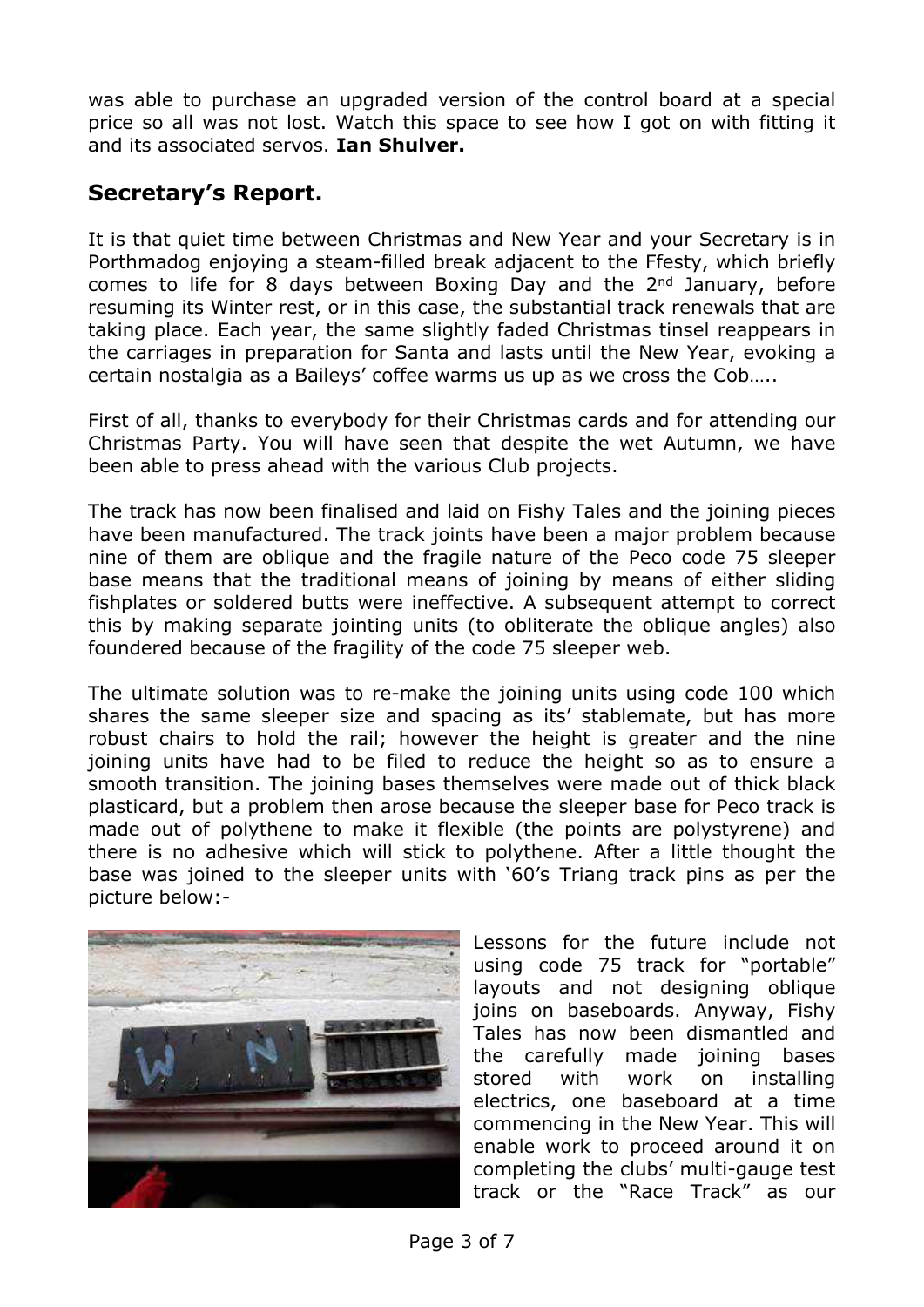was able to purchase an upgraded version of the control board at a special price so all was not lost. Watch this space to see how I got on with fitting it and its associated servos. **Ian Shulver.**

## Secretary's Report.

It is that quiet time between Christmas and New Year and your Secretary is in Porthmadog enjoying a steam-filled break adjacent to the Ffesty, which briefly comes to life for 8 days between Boxing Day and the 2nd January, before resuming its Winter rest, or in this case, the substantial track renewals that are taking place. Each year, the same slightly faded Christmas tinsel reappears in the carriages in preparation for Santa and lasts until the New Year, evoking a certain nostalgia as a Baileys' coffee warms us up as we cross the Cob…..

First of all, thanks to everybody for their Christmas cards and for attending our Christmas Party. You will have seen that despite the wet Autumn, we have been able to press ahead with the various Club projects.

The track has now been finalised and laid on Fishy Tales and the joining pieces have been manufactured. The track joints have been a major problem because nine of them are oblique and the fragile nature of the Peco code 75 sleeper base means that the traditional means of joining by means of either sliding fishplates or soldered butts were ineffective. A subsequent attempt to correct this by making separate jointing units (to obliterate the oblique angles) also foundered because of the fragility of the code 75 sleeper web.

The ultimate solution was to re-make the joining units using code 100 which shares the same sleeper size and spacing as its' stablemate, but has more robust chairs to hold the rail; however the height is greater and the nine joining units have had to be filed to reduce the height so as to ensure a smooth transition. The joining bases themselves were made out of thick black plasticard, but a problem then arose because the sleeper base for Peco track is made out of polythene to make it flexible (the points are polystyrene) and there is no adhesive which will stick to polythene. After a little thought the base was joined to the sleeper units with '60's Triang track pins as per the picture below:-

Lessons for the future include not using code 75 track for "portable" layouts and not designing oblique joins on baseboards. Anyway, Fishy Tales has now been dismantled and the carefully made joining bases stored with work on installing electrics, one baseboard at a time commencing in the New Year. This will enable work to proceed around it on completing the clubs' multi-gauge test track or the "Race Track" as our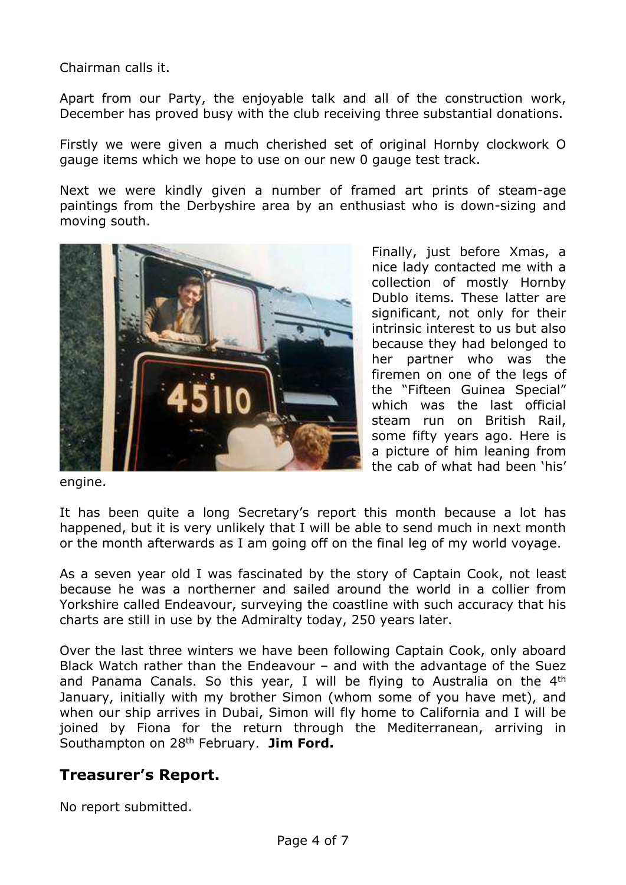Chairman calls it.

Apart from our Party, the enjoyable talk and all of the construction work, December has proved busy with the club receiving three substantial donations.

Firstly we were given a much cherished set of original Hornby clockwork O gauge items which we hope to use on our new 0 gauge test track.

Next we were kindly given a number of framed art prints of steam-age paintings from the Derbyshire area by an enthusiast who is down-sizing and moving south.

Finally, just before Xmas, a nice lady contacted me with a collection of mostly Hornby Dublo items. These latter are significant, not only for their intrinsic interest to us but also because they had belonged to her partner who was the firemen on one of the legs of the "Fifteen Guinea Special" which was the last official steam run on British Rail, some fifty years ago. Here is a picture of him leaning from the cab of what had been 'his' engine.

It has been quite a long Secretary's report this month because a lot has happened, but it is very unlikely that I will be able to send much in next month or the month afterwards as I am going off on the final leg of my world voyage.

As a seven year old I was fascinated by the story of Captain Cook, not least because he was a northerner and sailed around the world in a collier from Yorkshire called Endeavour, surveying the coastline with such accuracy that his charts are still in use by the Admiralty today, 250 years later.

Over the last three winters we have been following Captain Cook, only aboard Black Watch rather than the Endeavour – and with the advantage of the Suez and Panama Canals. So this year, I will be flying to Australia on the 4th January, initially with my brother Simon (whom some of you have met), and when our ship arrives in Dubai, Simon will fly home to California and I will be joined by Fiona for the return through the Mediterranean, arriving in Southampton on 28th February. **Jim Ford.**

## Treasurer's Report.

No report submitted.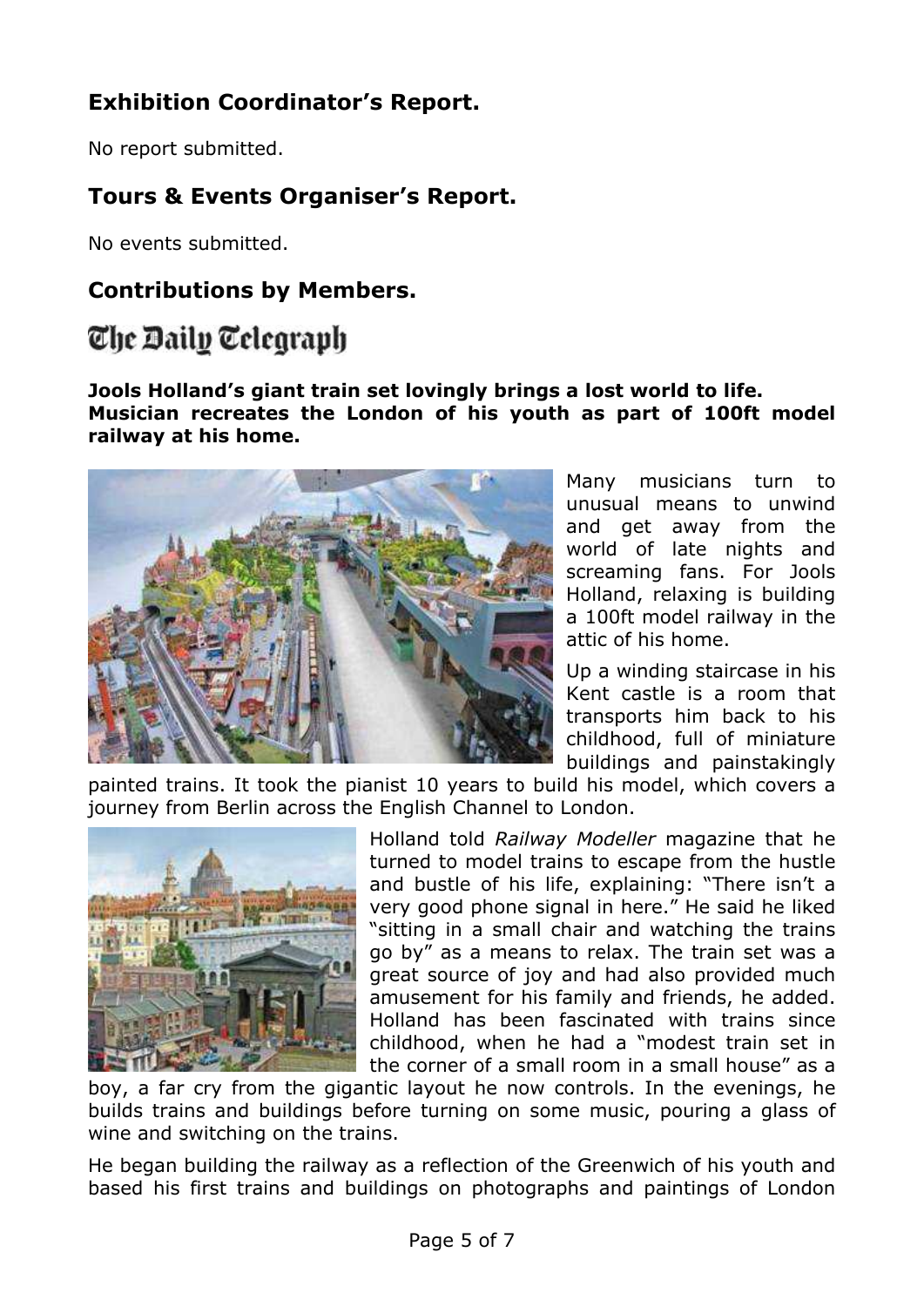## Exhibition Coordinator's Report.

No report submitted.

## Tours & Events Organiser's Report.

No events submitted.

## Contributions by Members.

# The Daily Telegraph

**Jools Holland's giant train set lovingly brings a lost world to life. Musician recreates the London of his youth as part of 100ft model railway at his home.**

Many musicians turn to unusual means to unwind and get away from the world of late nights and screaming fans. For Jools Holland, relaxing is building a 100ft model railway in the attic of his home.

Up a winding staircase in his Kent castle is a room that transports him back to his childhood, full of miniature buildings and painstakingly painted trains. It took the pianist 10 years to build his model, which covers a journey from Berlin across the English Channel to London.

Holland told *Railway Modeller* magazine that he turned to model trains to escape from the hustle and bustle of his life, explaining: "There isn't a very good phone signal in here." He said he liked "sitting in a small chair and watching the trains go by" as a means to relax. The train set was a great source of joy and had also provided much amusement for his family and friends, he added. Holland has been fascinated with trains since childhood, when he had a "modest train set in the corner of a small room in a small house" as a boy, a far cry from the gigantic layout he now controls. In the evenings, he builds trains and buildings before turning on some music, pouring a glass of wine and switching on the trains.

He began building the railway as a reflection of the Greenwich of his youth and based his first trains and buildings on photographs and paintings of London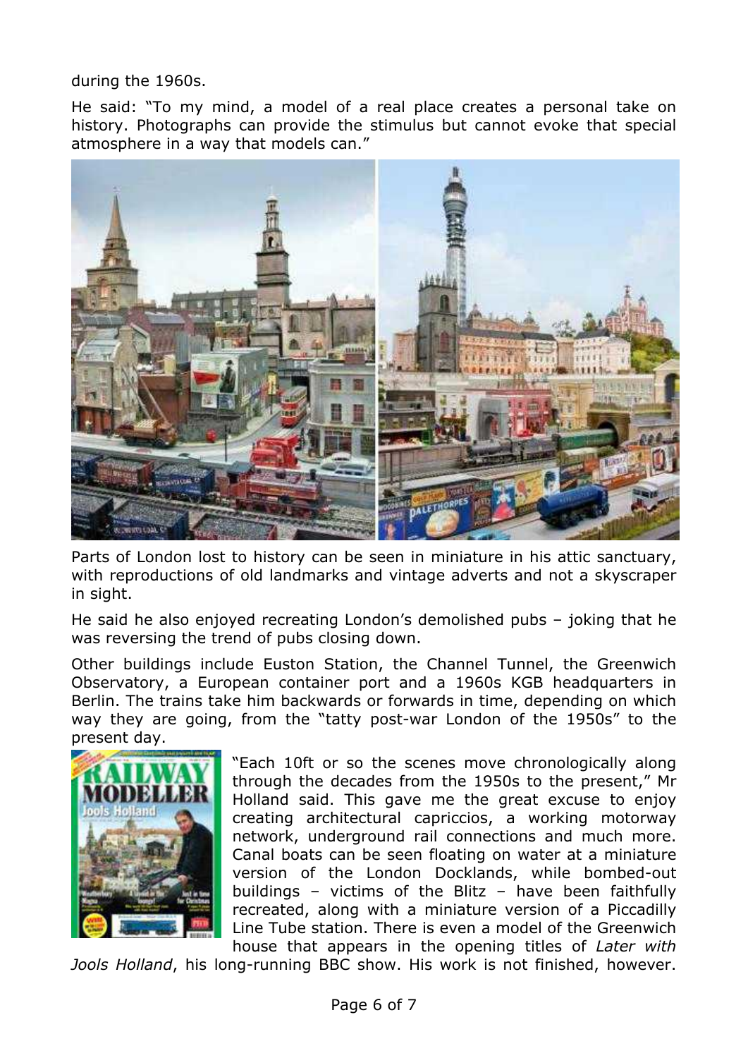during the 1960s.

He said: "To my mind, a model of a real place creates a personal take on history. Photographs can provide the stimulus but cannot evoke that special atmosphere in a way that models can."

Parts of London lost to history can be seen in miniature in his attic sanctuary, with reproductions of old landmarks and vintage adverts and not a skyscraper in sight.

He said he also enjoyed recreating London's demolished pubs – joking that he was reversing the trend of pubs closing down.

Other buildings include Euston Station, the Channel Tunnel, the Greenwich Observatory, a European container port and a 1960s KGB headquarters in Berlin. The trains take him backwards or forwards in time, depending on which way they are going, from the "tatty post-war London of the 1950s" to the present day.

"Each 10ft or so the scenes move chronologically along through the decades from the 1950s to the present," Mr Holland said. This gave me the great excuse to enjoy creating architectural capriccios, a working motorway network, underground rail connections and much more. Canal boats can be seen floating on water at a miniature version of the London Docklands, while bombed-out buildings – victims of the Blitz – have been faithfully recreated, along with a miniature version of a Piccadilly Line Tube station. There is even a model of the Greenwich house that appears in the opening titles of *Later with Jools Holland*, his long-running BBC show. His work is not finished, however.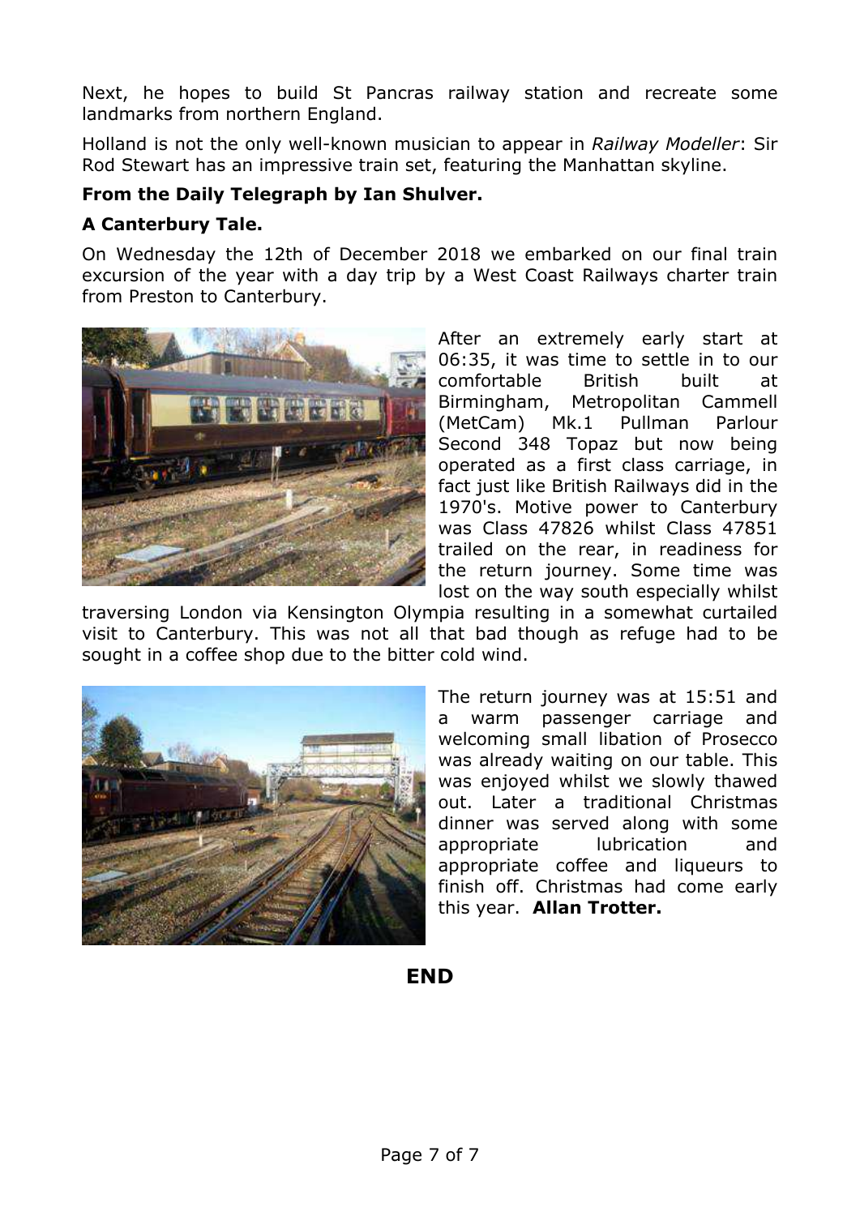Next, he hopes to build St Pancras railway station and recreate some landmarks from northern England.

Holland is not the only well-known musician to appear in *Railway Modeller*: Sir Rod Stewart has an impressive train set, featuring the Manhattan skyline.

**From the Daily Telegraph by Ian Shulver.**

**A Canterbury Tale.**

On Wednesday the 12th of December 2018 we embarked on our final train excursion of the year with a day trip by a West Coast Railways charter train from Preston to Canterbury.

After an extremely early start at 06:35, it was time to settle in to our comfortable British built at Birmingham, Metropolitan Cammell (MetCam) Mk.1 Pullman Parlour Second 348 Topaz but now being operated as a first class carriage, in fact just like British Railways did in the 1970's. Motive power to Canterbury was Class 47826 whilst Class 47851 trailed on the rear, in readiness for the return journey. Some time was lost on the way south especially whilst traversing London via Kensington Olympia resulting in a somewhat curtailed visit to Canterbury. This was not all that bad though as refuge had to be sought in a coffee shop due to the bitter cold wind.

The return journey was at 15:51 and a warm passenger carriage and welcoming small libation of Prosecco was already waiting on our table. This was enjoyed whilst we slowly thawed out. Later a traditional Christmas dinner was served along with some appropriate lubrication and appropriate coffee and liqueurs to finish off. Christmas had come early this year. **Allan Trotter.**

**END**